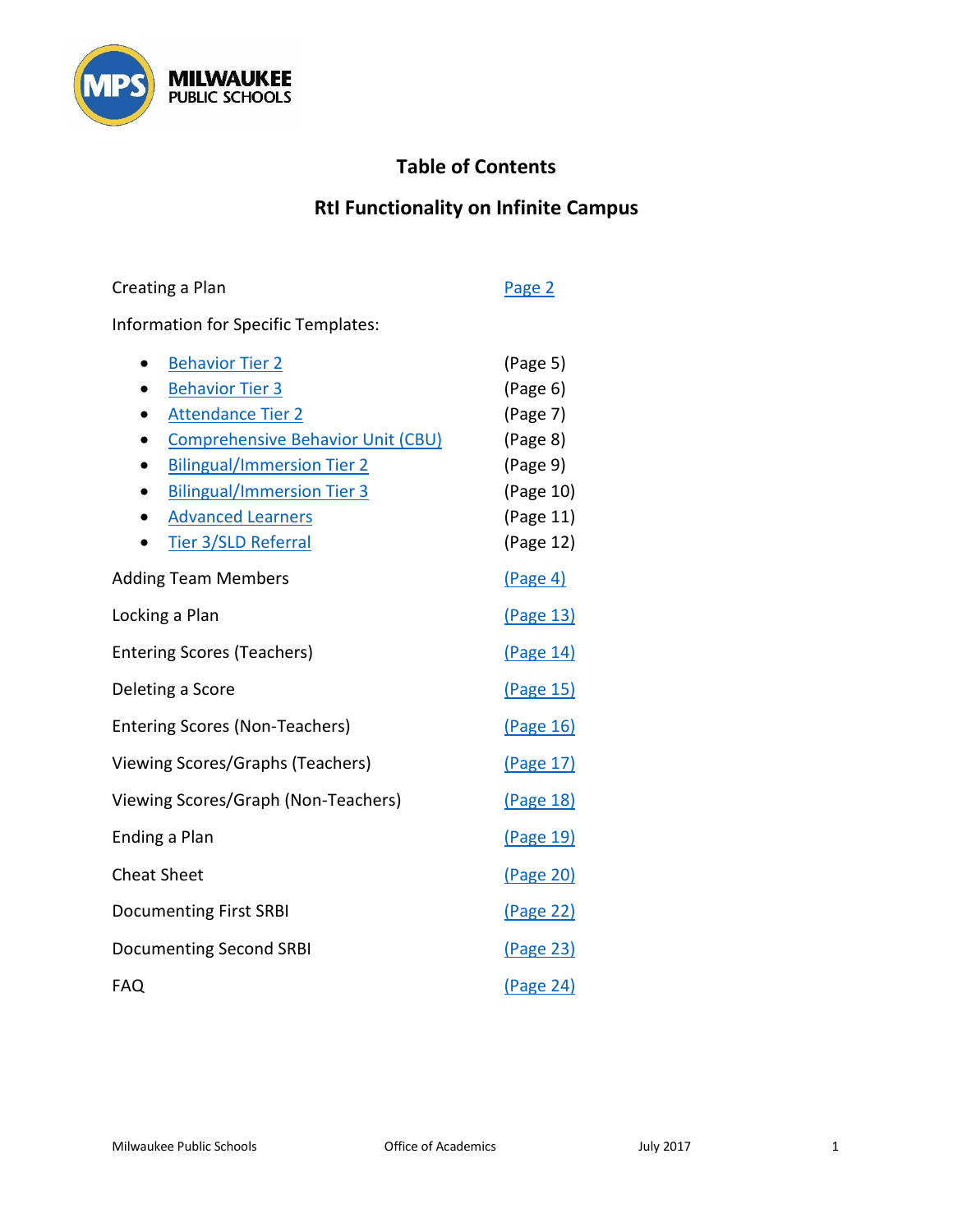# Table of Contents

## RtI Functionality on Infinite Campus

| | |
|---|---|
| Creating a Plan | Page 2 |
| Information for Specific Templates: | |
| • Behavior Tier 2 | (Page 5) |
| • Behavior Tier 3 | (Page 6) |
| • Attendance Tier 2 | (Page 7) |
| • Comprehensive Behavior Unit (CBU) | (Page 8) |
| • Bilingual/Immersion Tier 2 | (Page 9) |
| • Bilingual/Immersion Tier 3 | (Page 10) |
| • Advanced Learners | (Page 11) |
| • Tier 3/SLD Referral | (Page 12) |
| Adding Team Members | (Page 4) |
| Locking a Plan | (Page 13) |
| Entering Scores (Teachers) | (Page 14) |
| Deleting a Score | (Page 15) |
| Entering Scores (Non-Teachers) | (Page 16) |
| Viewing Scores/Graphs (Teachers) | (Page 17) |
| Viewing Scores/Graph (Non-Teachers) | (Page 18) |
| Ending a Plan | (Page 19) |
| Cheat Sheet | (Page 20) |
| Documenting First SRBI | (Page 22) |
| Documenting Second SRBI | (Page 23) |
| FAQ | (Page 24) |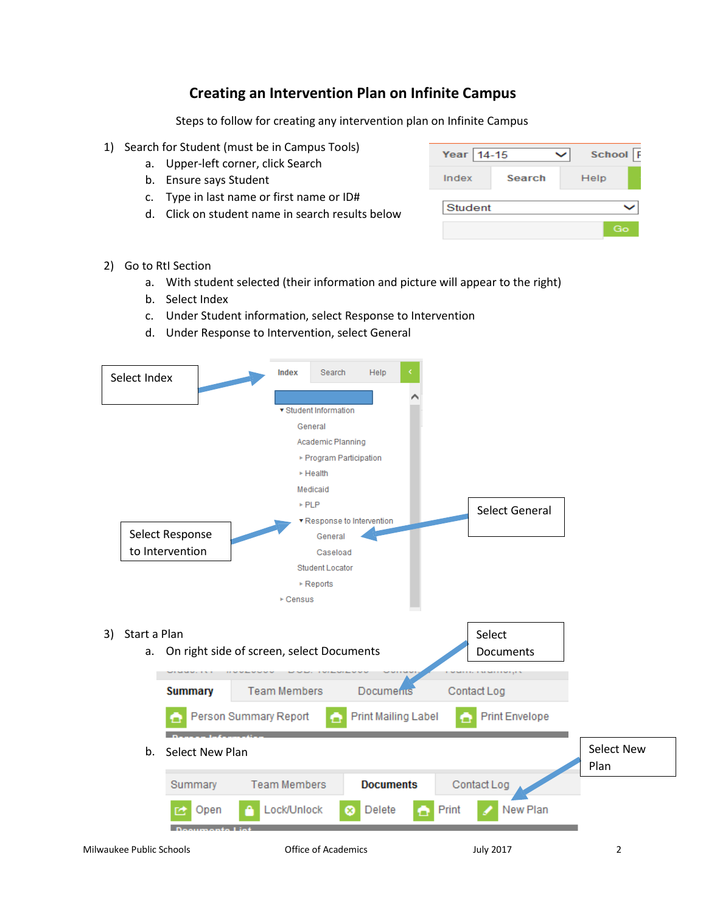# Creating an Intervention Plan on Infinite Campus

Steps to follow for creating any intervention plan on Infinite Campus

1) Search for Student (must be in Campus Tools)
   a. Upper-left corner, click Search
   b. Ensure says Student
   c. Type in last name or first name or ID#
   d. Click on student name in search results below

2) Go to RtI Section
   a. With student selected (their information and picture will appear to the right)
   b. Select Index
   c. Under Student information, select Response to Intervention
   d. Under Response to Intervention, select General

Select Index

Select Response to Intervention

Select General

3) Start a Plan
   a. On right side of screen, select Documents

Select Documents

   b. Select New Plan

Select New Plan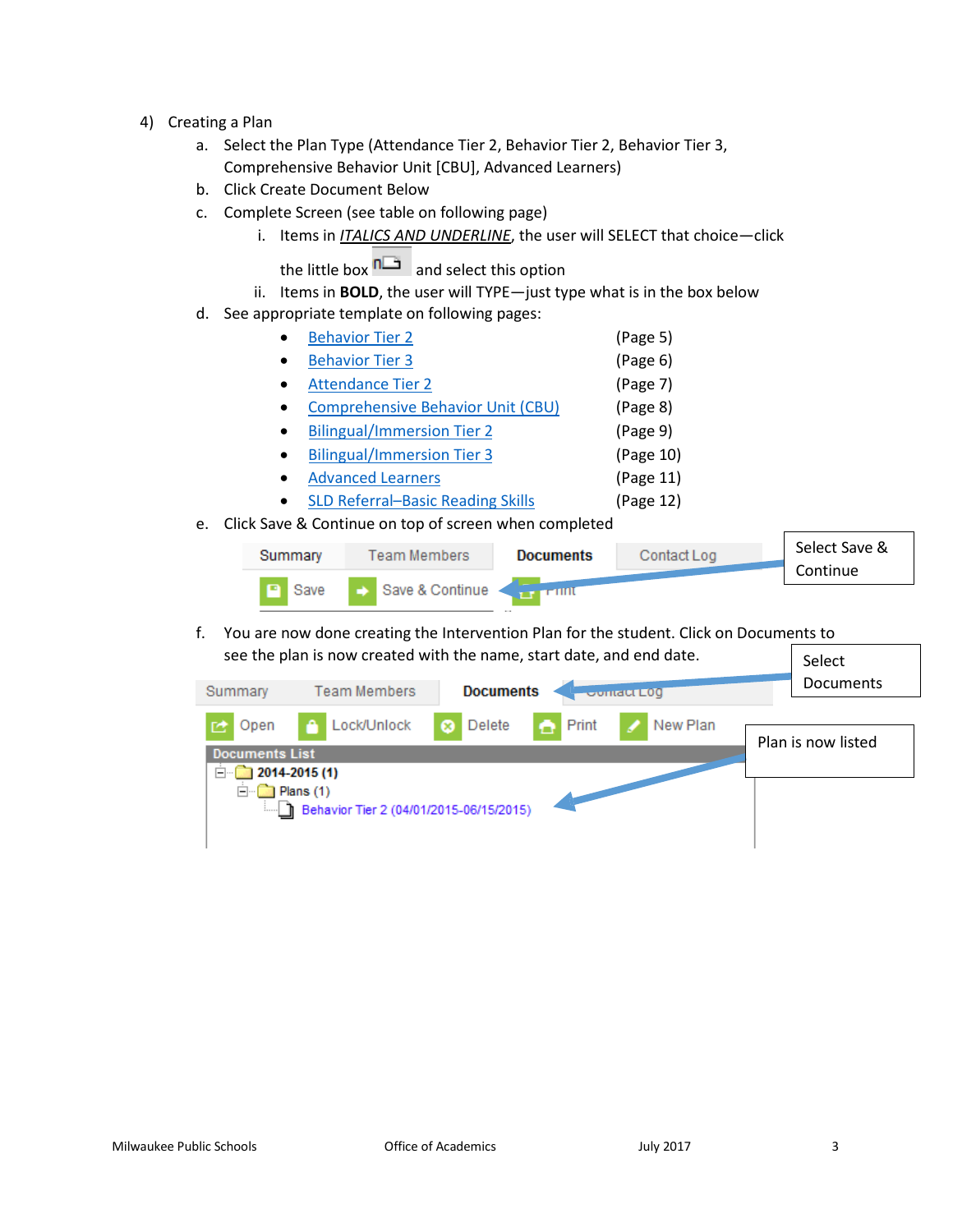4) Creating a Plan
   a. Select the Plan Type (Attendance Tier 2, Behavior Tier 2, Behavior Tier 3, Comprehensive Behavior Unit [CBU], Advanced Learners)
   b. Click Create Document Below
   c. Complete Screen (see table on following page)
      i. Items in ***<u>ITALICS AND UNDERLINE</u>***, the user will SELECT that choice—click the little box and select this option
      ii. Items in **BOLD**, the user will TYPE—just type what is in the box below
   d. See appropriate template on following pages:
      - Behavior Tier 2 (Page 5)
      - Behavior Tier 3 (Page 6)
      - Attendance Tier 2 (Page 7)
      - Comprehensive Behavior Unit (CBU) (Page 8)
      - Bilingual/Immersion Tier 2 (Page 9)
      - Bilingual/Immersion Tier 3 (Page 10)
      - Advanced Learners (Page 11)
      - SLD Referral–Basic Reading Skills (Page 12)
   e. Click Save & Continue on top of screen when completed

      Summary | Team Members | Documents | Contact Log
      Save | Save & Continue | Print

      Select Save & Continue

   f. You are now done creating the Intervention Plan for the student. Click on Documents to see the plan is now created with the name, start date, and end date.

      Summary | Team Members | Documents | Contact Log
      Open | Lock/Unlock | Delete | Print | New Plan

      Documents List
      - 2014-2015 (1)
        - Plans (1)
          - Behavior Tier 2 (04/01/2015-06/15/2015)

      Select Documents

      Plan is now listed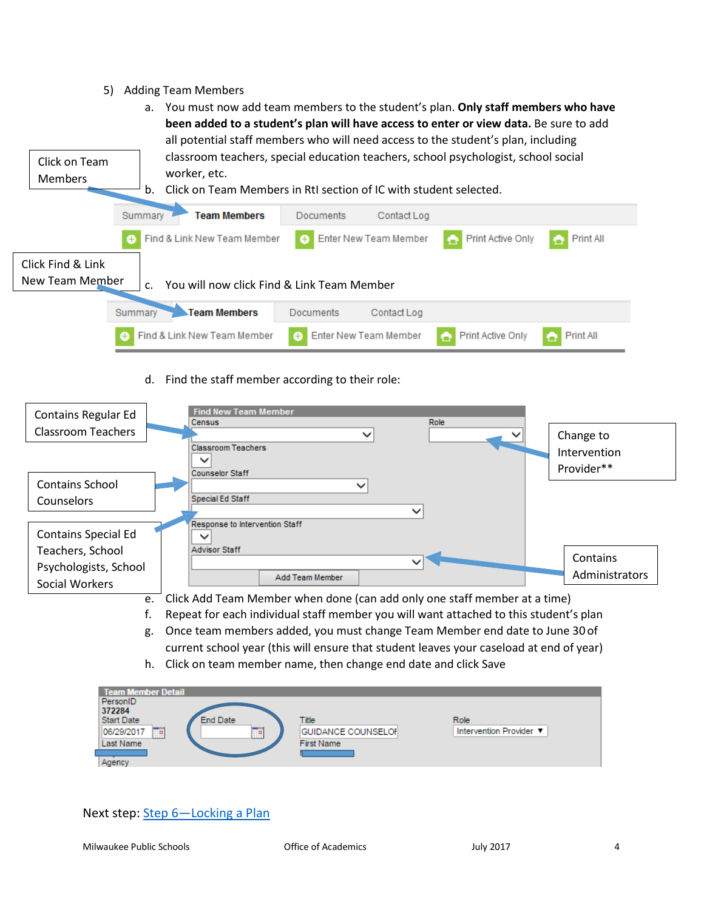5) Adding Team Members

a. You must now add team members to the student's plan. **Only staff members who have been added to a student's plan will have access to enter or view data.** Be sure to add all potential staff members who will need access to the student's plan, including classroom teachers, special education teachers, school psychologist, school social worker, etc.

b. Click on Team Members in RtI section of IC with student selected.

Click on Team Members

Summary | **Team Members** | Documents | Contact Log

Find & Link New Team Member | Enter New Team Member | Print Active Only | Print All

c. You will now click Find & Link Team Member

Click Find & Link New Team Member

Summary | **Team Members** | Documents | Contact Log

Find & Link New Team Member | Enter New Team Member | Print Active Only | Print All

d. Find the staff member according to their role:

**Find New Team Member**

- Census — Contains Regular Ed Classroom Teachers
- Role — Change to Intervention Provider**
- Classroom Teachers
- Counselor Staff — Contains School Counselors
- Special Ed Staff — Contains Special Ed Teachers, School Psychologists, School Social Workers
- Response to Intervention Staff
- Advisor Staff — Contains Administrators

Add Team Member

e. Click Add Team Member when done (can add only one staff member at a time)

f. Repeat for each individual staff member you will want attached to this student's plan

g. Once team members added, you must change Team Member end date to June 30 of current school year (this will ensure that student leaves your caseload at end of year)

h. Click on team member name, then change end date and click Save

**Team Member Detail**

PersonID: 372284
Start Date: 06/29/2017
End Date:
Title: GUIDANCE COUNSELOR
Role: Intervention Provider
Last Name
First Name
Agency

Next step: Step 6—Locking a Plan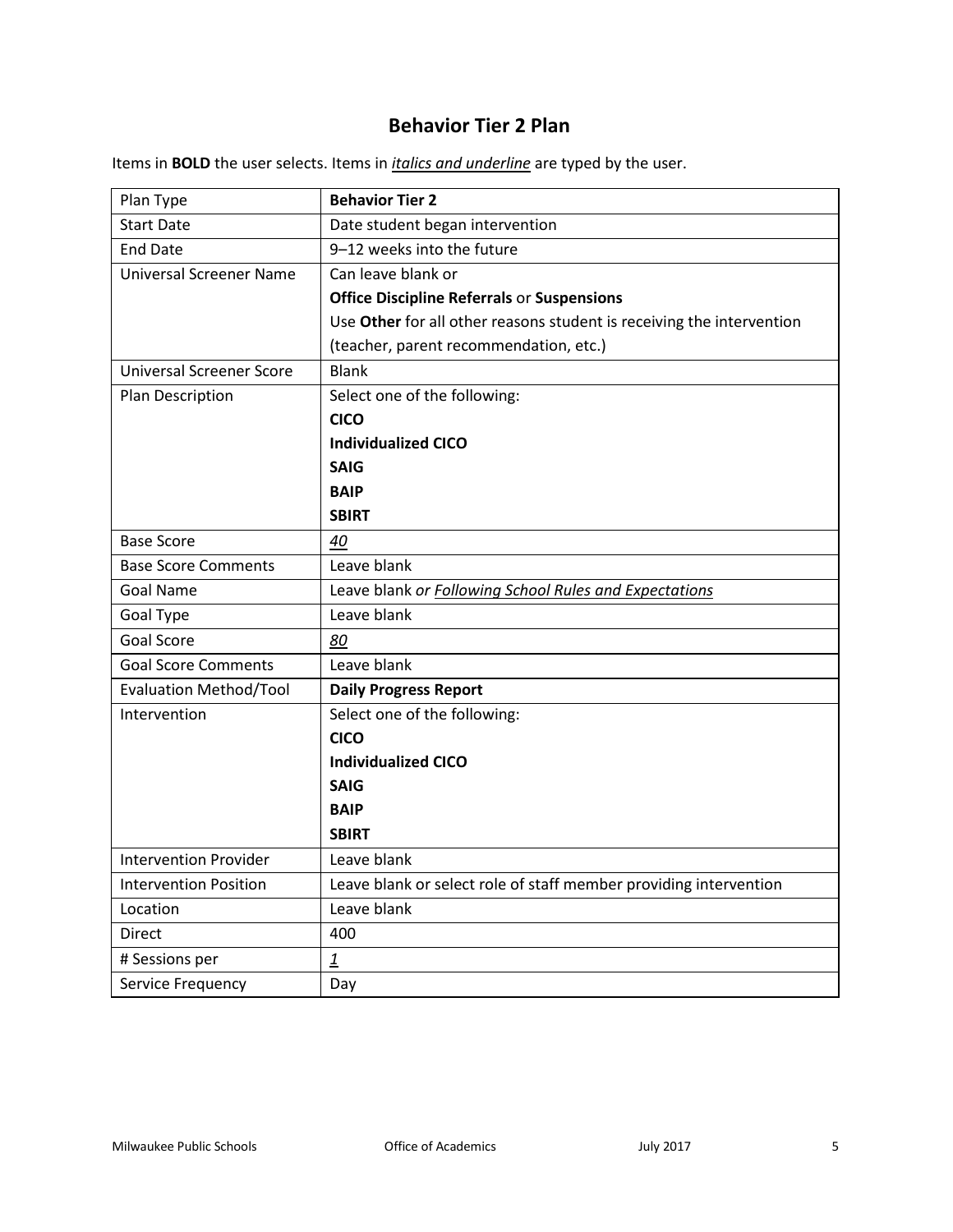# Behavior Tier 2 Plan

Items in **BOLD** the user selects. Items in ***italics and underline*** are typed by the user.

| Plan Type | **Behavior Tier 2** |
|---|---|
| Start Date | Date student began intervention |
| End Date | 9–12 weeks into the future |
| Universal Screener Name | Can leave blank or<br>**Office Discipline Referrals** or **Suspensions**<br>Use **Other** for all other reasons student is receiving the intervention (teacher, parent recommendation, etc.) |
| Universal Screener Score | Blank |
| Plan Description | Select one of the following:<br>**CICO**<br>**Individualized CICO**<br>**SAIG**<br>**BAIP**<br>**SBIRT** |
| Base Score | <u>*40*</u> |
| Base Score Comments | Leave blank |
| Goal Name | Leave blank *or* <u>*Following School Rules and Expectations*</u> |
| Goal Type | Leave blank |
| Goal Score | <u>*80*</u> |
| Goal Score Comments | Leave blank |
| Evaluation Method/Tool | **Daily Progress Report** |
| Intervention | Select one of the following:<br>**CICO**<br>**Individualized CICO**<br>**SAIG**<br>**BAIP**<br>**SBIRT** |
| Intervention Provider | Leave blank |
| Intervention Position | Leave blank or select role of staff member providing intervention |
| Location | Leave blank |
| Direct | 400 |
| # Sessions per | <u>*1*</u> |
| Service Frequency | Day |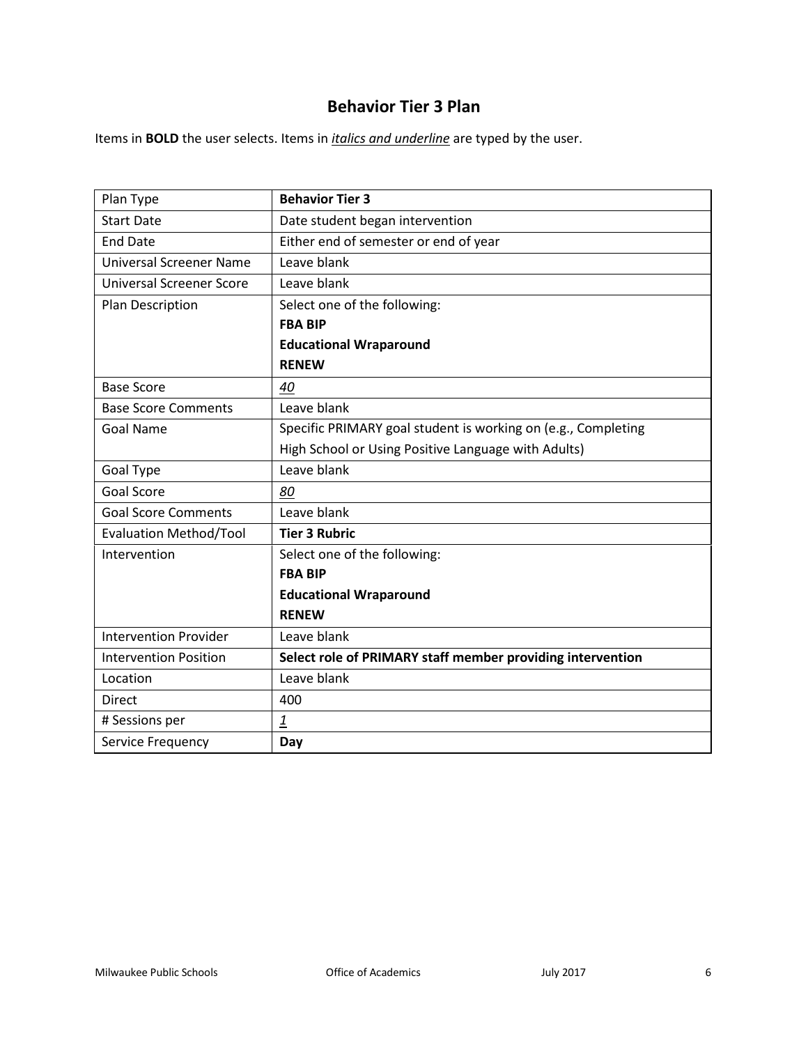## Behavior Tier 3 Plan

Items in **BOLD** the user selects. Items in ***italics and underline*** are typed by the user.

| Plan Type | **Behavior Tier 3** |
|---|---|
| Start Date | Date student began intervention |
| End Date | Either end of semester or end of year |
| Universal Screener Name | Leave blank |
| Universal Screener Score | Leave blank |
| Plan Description | Select one of the following:<br>**FBA BIP**<br>**Educational Wraparound**<br>**RENEW** |
| Base Score | ***<u>40</u>*** |
| Base Score Comments | Leave blank |
| Goal Name | Specific PRIMARY goal student is working on (e.g., Completing High School or Using Positive Language with Adults) |
| Goal Type | Leave blank |
| Goal Score | ***<u>80</u>*** |
| Goal Score Comments | Leave blank |
| Evaluation Method/Tool | **Tier 3 Rubric** |
| Intervention | Select one of the following:<br>**FBA BIP**<br>**Educational Wraparound**<br>**RENEW** |
| Intervention Provider | Leave blank |
| Intervention Position | **Select role of PRIMARY staff member providing intervention** |
| Location | Leave blank |
| Direct | 400 |
| # Sessions per | ***<u>1</u>*** |
| Service Frequency | **Day** |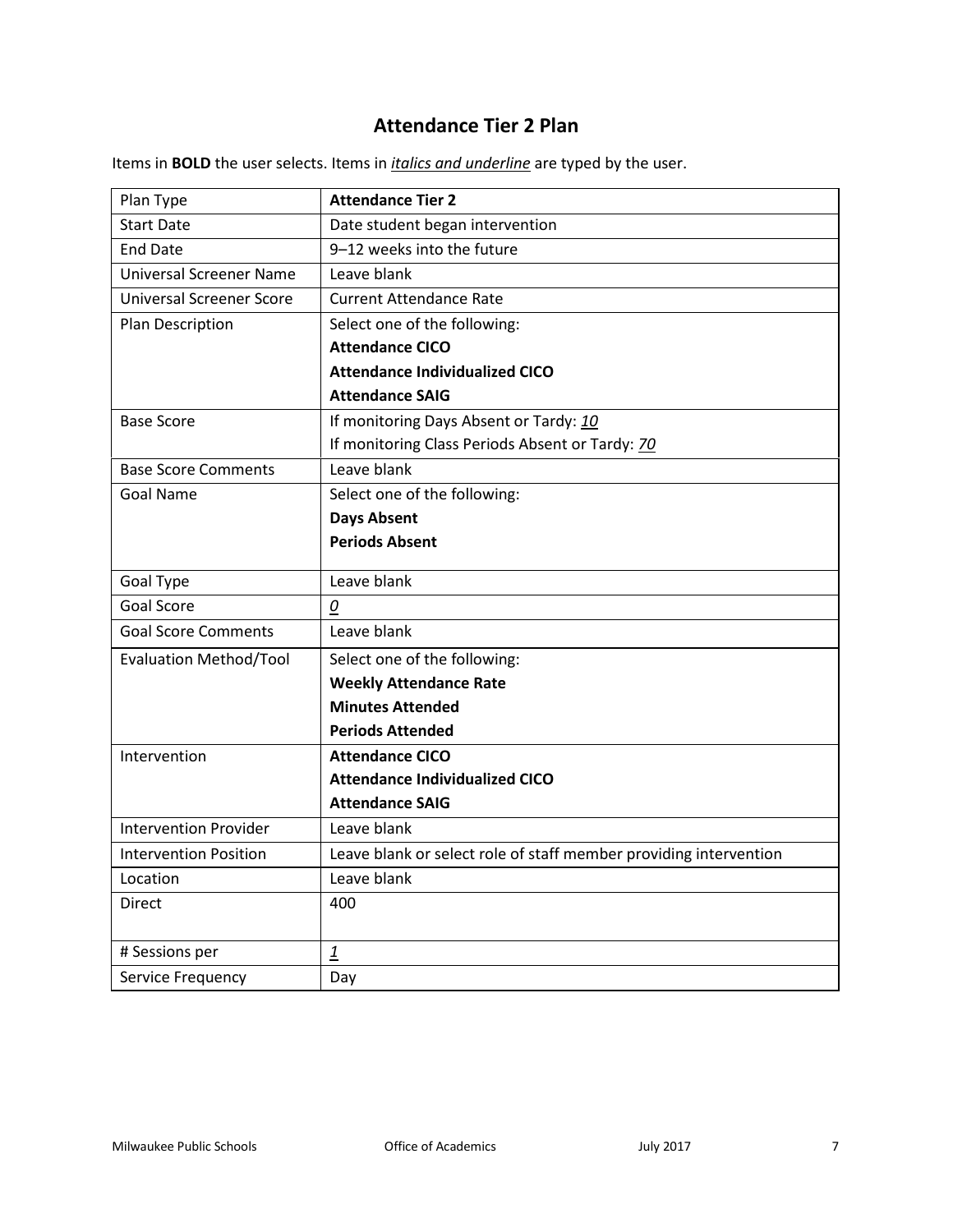# Attendance Tier 2 Plan

Items in **BOLD** the user selects. Items in ***italics and underline*** are typed by the user.

| | |
|---|---|
| Plan Type | **Attendance Tier 2** |
| Start Date | Date student began intervention |
| End Date | 9–12 weeks into the future |
| Universal Screener Name | Leave blank |
| Universal Screener Score | Current Attendance Rate |
| Plan Description | Select one of the following:<br>**Attendance CICO**<br>**Attendance Individualized CICO**<br>**Attendance SAIG** |
| Base Score | If monitoring Days Absent or Tardy: ***10***<br>If monitoring Class Periods Absent or Tardy: ***70*** |
| Base Score Comments | Leave blank |
| Goal Name | Select one of the following:<br>**Days Absent**<br>**Periods Absent** |
| Goal Type | Leave blank |
| Goal Score | ***0*** |
| Goal Score Comments | Leave blank |
| Evaluation Method/Tool | Select one of the following:<br>**Weekly Attendance Rate**<br>**Minutes Attended**<br>**Periods Attended** |
| Intervention | **Attendance CICO**<br>**Attendance Individualized CICO**<br>**Attendance SAIG** |
| Intervention Provider | Leave blank |
| Intervention Position | Leave blank or select role of staff member providing intervention |
| Location | Leave blank |
| Direct | 400 |
| # Sessions per | ***1*** |
| Service Frequency | Day |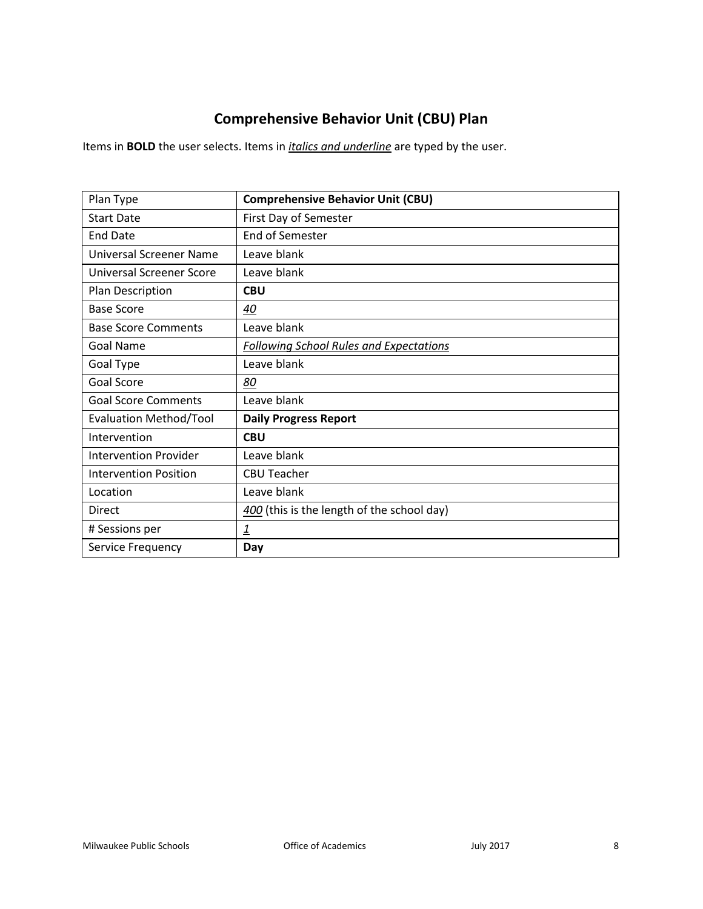# Comprehensive Behavior Unit (CBU) Plan

Items in **BOLD** the user selects. Items in <u>*italics and underline*</u> are typed by the user.

| Plan Type | **Comprehensive Behavior Unit (CBU)** |
|---|---|
| Start Date | First Day of Semester |
| End Date | End of Semester |
| Universal Screener Name | Leave blank |
| Universal Screener Score | Leave blank |
| Plan Description | **CBU** |
| Base Score | <u>*40*</u> |
| Base Score Comments | Leave blank |
| Goal Name | <u>*Following School Rules and Expectations*</u> |
| Goal Type | Leave blank |
| Goal Score | <u>*80*</u> |
| Goal Score Comments | Leave blank |
| Evaluation Method/Tool | **Daily Progress Report** |
| Intervention | **CBU** |
| Intervention Provider | Leave blank |
| Intervention Position | CBU Teacher |
| Location | Leave blank |
| Direct | <u>*400*</u> (this is the length of the school day) |
| # Sessions per | <u>*1*</u> |
| Service Frequency | **Day** |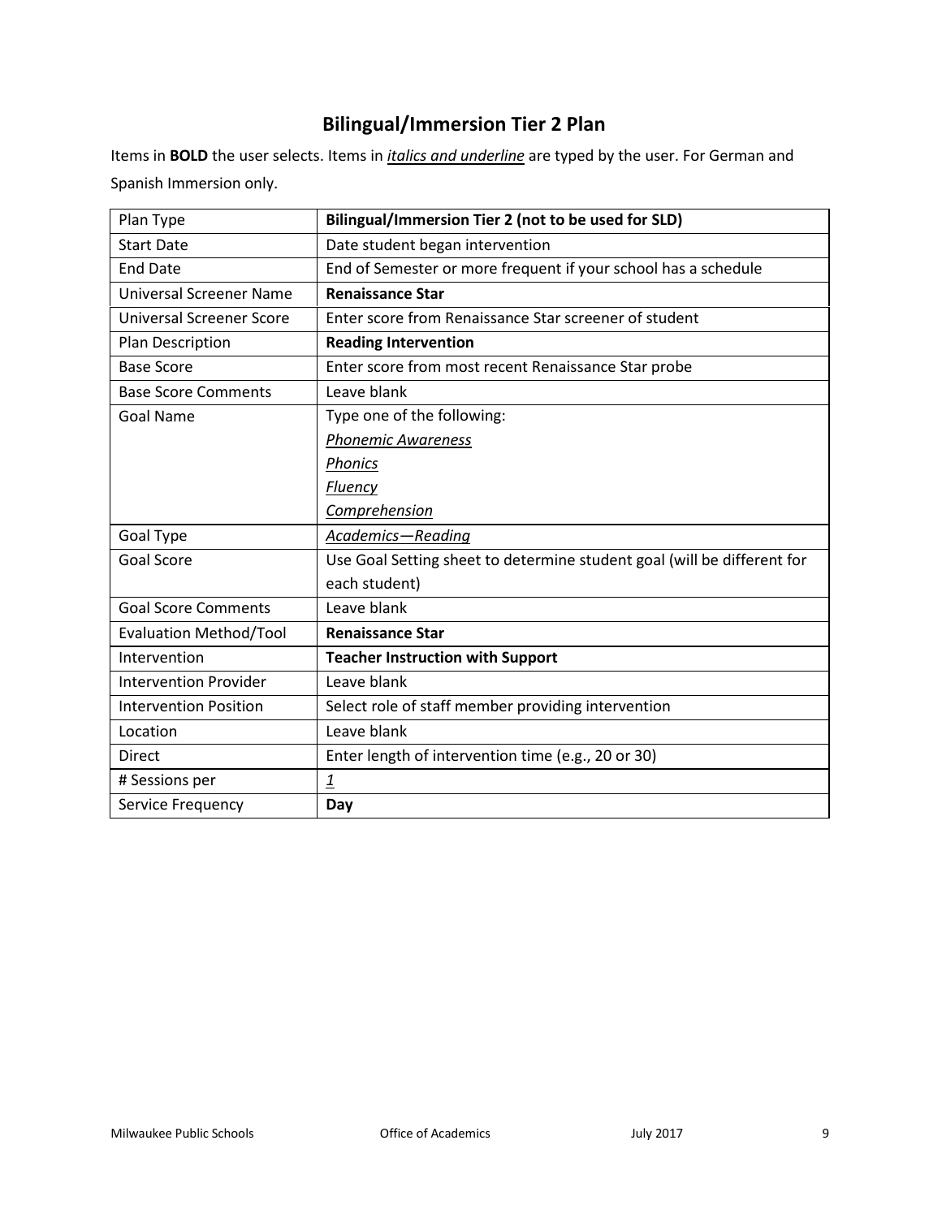# Bilingual/Immersion Tier 2 Plan

Items in **BOLD** the user selects. Items in ***italics and underline*** are typed by the user. For German and Spanish Immersion only.

| Plan Type | **Bilingual/Immersion Tier 2 (not to be used for SLD)** |
|---|---|
| Start Date | Date student began intervention |
| End Date | End of Semester or more frequent if your school has a schedule |
| Universal Screener Name | **Renaissance Star** |
| Universal Screener Score | Enter score from Renaissance Star screener of student |
| Plan Description | **Reading Intervention** |
| Base Score | Enter score from most recent Renaissance Star probe |
| Base Score Comments | Leave blank |
| Goal Name | Type one of the following:<br>*Phonemic Awareness*<br>*Phonics*<br>*Fluency*<br>*Comprehension* |
| Goal Type | *Academics—Reading* |
| Goal Score | Use Goal Setting sheet to determine student goal (will be different for each student) |
| Goal Score Comments | Leave blank |
| Evaluation Method/Tool | **Renaissance Star** |
| Intervention | **Teacher Instruction with Support** |
| Intervention Provider | Leave blank |
| Intervention Position | Select role of staff member providing intervention |
| Location | Leave blank |
| Direct | Enter length of intervention time (e.g., 20 or 30) |
| # Sessions per | *1* |
| Service Frequency | **Day** |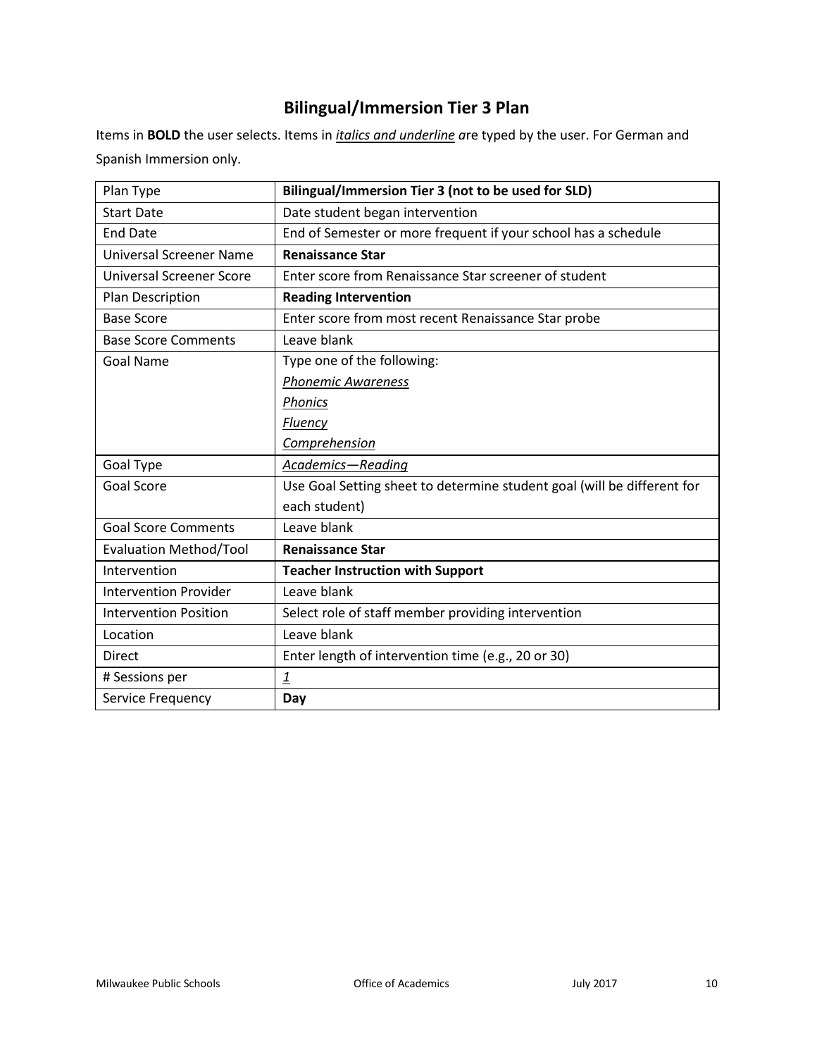# Bilingual/Immersion Tier 3 Plan

Items in **BOLD** the user selects. Items in ***<u>italics and underline</u>*** are typed by the user. For German and Spanish Immersion only.

| Plan Type | **Bilingual/Immersion Tier 3 (not to be used for SLD)** |
|---|---|
| Start Date | Date student began intervention |
| End Date | End of Semester or more frequent if your school has a schedule |
| Universal Screener Name | **Renaissance Star** |
| Universal Screener Score | Enter score from Renaissance Star screener of student |
| Plan Description | **Reading Intervention** |
| Base Score | Enter score from most recent Renaissance Star probe |
| Base Score Comments | Leave blank |
| Goal Name | Type one of the following:<br>*<u>Phonemic Awareness</u>*<br>*<u>Phonics</u>*<br>*<u>Fluency</u>*<br>*<u>Comprehension</u>* |
| Goal Type | *<u>Academics—Reading</u>* |
| Goal Score | Use Goal Setting sheet to determine student goal (will be different for each student) |
| Goal Score Comments | Leave blank |
| Evaluation Method/Tool | **Renaissance Star** |
| Intervention | **Teacher Instruction with Support** |
| Intervention Provider | Leave blank |
| Intervention Position | Select role of staff member providing intervention |
| Location | Leave blank |
| Direct | Enter length of intervention time (e.g., 20 or 30) |
| # Sessions per | *<u>1</u>* |
| Service Frequency | **Day** |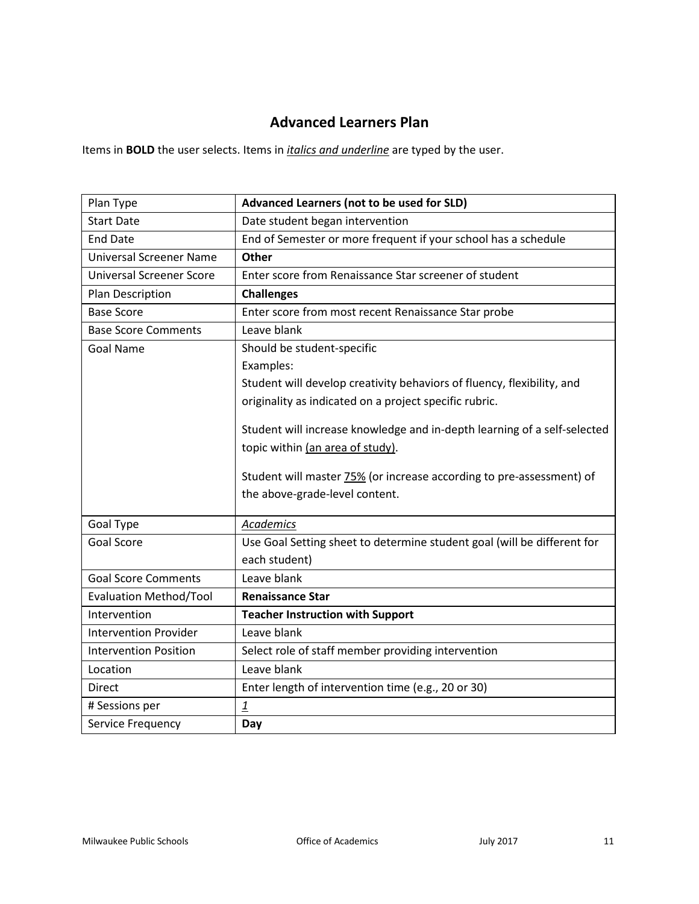# Advanced Learners Plan

Items in **BOLD** the user selects. Items in ***<u>italics and underline</u>*** are typed by the user.

| Plan Type | **Advanced Learners (not to be used for SLD)** |
|---|---|
| Start Date | Date student began intervention |
| End Date | End of Semester or more frequent if your school has a schedule |
| Universal Screener Name | **Other** |
| Universal Screener Score | Enter score from Renaissance Star screener of student |
| Plan Description | **Challenges** |
| Base Score | Enter score from most recent Renaissance Star probe |
| Base Score Comments | Leave blank |
| Goal Name | Should be student-specific<br>Examples:<br>Student will develop creativity behaviors of fluency, flexibility, and originality as indicated on a project specific rubric.<br><br>Student will increase knowledge and in-depth learning of a self-selected topic within <u>(an area of study)</u>.<br><br>Student will master <u>75%</u> (or increase according to pre-assessment) of the above-grade-level content. |
| Goal Type | *<u>Academics</u>* |
| Goal Score | Use Goal Setting sheet to determine student goal (will be different for each student) |
| Goal Score Comments | Leave blank |
| Evaluation Method/Tool | **Renaissance Star** |
| Intervention | **Teacher Instruction with Support** |
| Intervention Provider | Leave blank |
| Intervention Position | Select role of staff member providing intervention |
| Location | Leave blank |
| Direct | Enter length of intervention time (e.g., 20 or 30) |
| # Sessions per | *<u>1</u>* |
| Service Frequency | **Day** |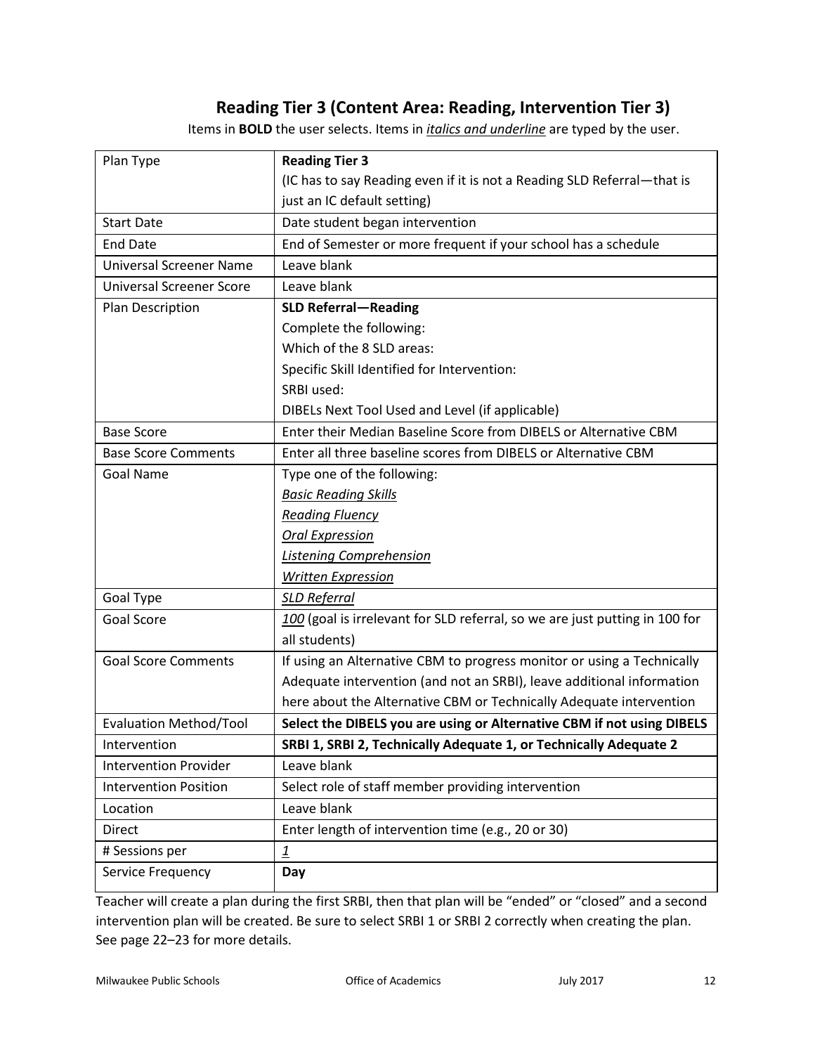## Reading Tier 3 (Content Area: Reading, Intervention Tier 3)

Items in **BOLD** the user selects. Items in ***italics and underline*** are typed by the user.

| | |
|---|---|
| Plan Type | **Reading Tier 3**<br>(IC has to say Reading even if it is not a Reading SLD Referral—that is just an IC default setting) |
| Start Date | Date student began intervention |
| End Date | End of Semester or more frequent if your school has a schedule |
| Universal Screener Name | Leave blank |
| Universal Screener Score | Leave blank |
| Plan Description | **SLD Referral—Reading**<br>Complete the following:<br>Which of the 8 SLD areas:<br>Specific Skill Identified for Intervention:<br>SRBI used:<br>DIBELs Next Tool Used and Level (if applicable) |
| Base Score | Enter their Median Baseline Score from DIBELS or Alternative CBM |
| Base Score Comments | Enter all three baseline scores from DIBELS or Alternative CBM |
| Goal Name | Type one of the following:<br>*<u>Basic Reading Skills</u>*<br>*<u>Reading Fluency</u>*<br>*<u>Oral Expression</u>*<br>*<u>Listening Comprehension</u>*<br>*<u>Written Expression</u>* |
| Goal Type | *<u>SLD Referral</u>* |
| Goal Score | *<u>100</u>* (goal is irrelevant for SLD referral, so we are just putting in 100 for all students) |
| Goal Score Comments | If using an Alternative CBM to progress monitor or using a Technically Adequate intervention (and not an SRBI), leave additional information here about the Alternative CBM or Technically Adequate intervention |
| Evaluation Method/Tool | **Select the DIBELS you are using or Alternative CBM if not using DIBELS** |
| Intervention | **SRBI 1, SRBI 2, Technically Adequate 1, or Technically Adequate 2** |
| Intervention Provider | Leave blank |
| Intervention Position | Select role of staff member providing intervention |
| Location | Leave blank |
| Direct | Enter length of intervention time (e.g., 20 or 30) |
| # Sessions per | *<u>1</u>* |
| Service Frequency | **Day** |

Teacher will create a plan during the first SRBI, then that plan will be "ended" or "closed" and a second intervention plan will be created. Be sure to select SRBI 1 or SRBI 2 correctly when creating the plan. See page 22–23 for more details.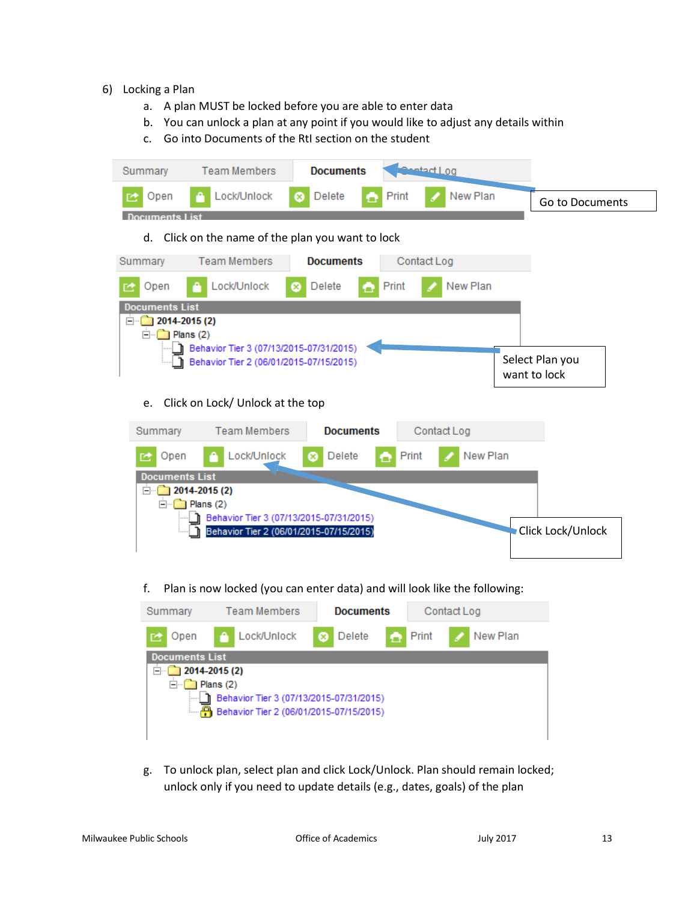6) Locking a Plan

   a. A plan MUST be locked before you are able to enter data
   b. You can unlock a plan at any point if you would like to adjust any details within
   c. Go into Documents of the RtI section on the student

Summary | Team Members | **Documents** | Contact Log

Open | Lock/Unlock | Delete | Print | New Plan

Documents List

Go to Documents

   d. Click on the name of the plan you want to lock

Summary | Team Members | **Documents** | Contact Log

Open | Lock/Unlock | Delete | Print | New Plan

Documents List
- **2014-2015 (2)**
  - Plans (2)
    - Behavior Tier 3 (07/13/2015-07/31/2015)
    - Behavior Tier 2 (06/01/2015-07/15/2015)

Select Plan you want to lock

   e. Click on Lock/ Unlock at the top

Summary | Team Members | **Documents** | Contact Log

Open | Lock/Unlock | Delete | Print | New Plan

Documents List
- **2014-2015 (2)**
  - Plans (2)
    - Behavior Tier 3 (07/13/2015-07/31/2015)
    - Behavior Tier 2 (06/01/2015-07/15/2015)

Click Lock/Unlock

   f. Plan is now locked (you can enter data) and will look like the following:

Summary | Team Members | **Documents** | Contact Log

Open | Lock/Unlock | Delete | Print | New Plan

Documents List
- **2014-2015 (2)**
  - Plans (2)
    - Behavior Tier 3 (07/13/2015-07/31/2015)
    - Behavior Tier 2 (06/01/2015-07/15/2015)

   g. To unlock plan, select plan and click Lock/Unlock. Plan should remain locked; unlock only if you need to update details (e.g., dates, goals) of the plan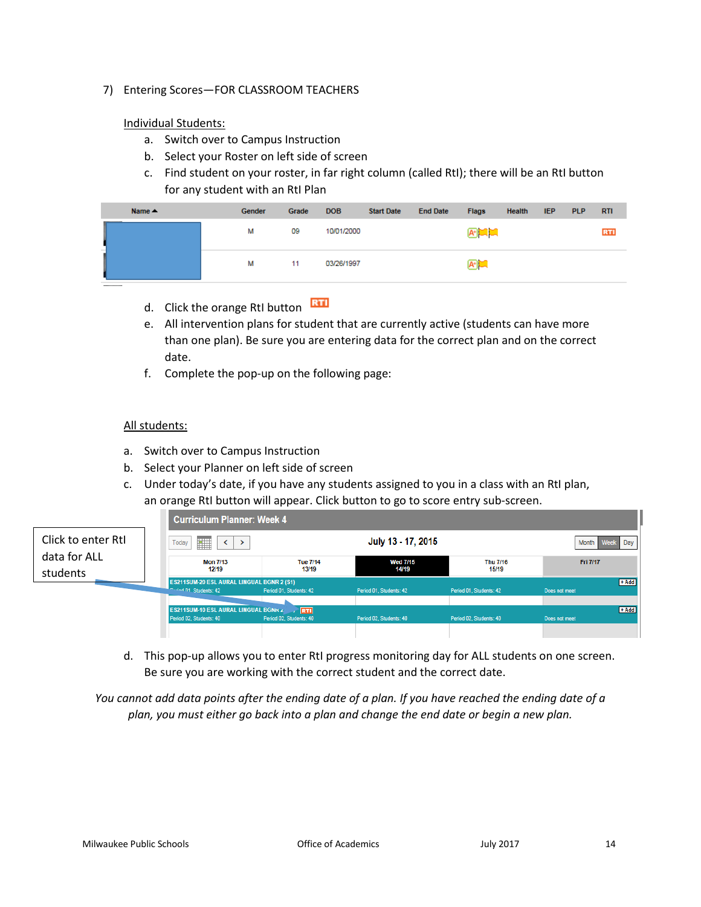7) Entering Scores—FOR CLASSROOM TEACHERS

<u>Individual Students:</u>

a. Switch over to Campus Instruction
b. Select your Roster on left side of screen
c. Find student on your roster, in far right column (called RtI); there will be an RtI button for any student with an RtI Plan

| Name ▲ | Gender | Grade | DOB | Start Date | End Date | Flags | Health | IEP | PLP | RTI |
|---|---|---|---|---|---|---|---|---|---|---|
| | M | 09 | 10/01/2000 | | | | | | | RTI |
| | M | 11 | 03/26/1997 | | | | | | | |

d. Click the orange RtI button RTI
e. All intervention plans for student that are currently active (students can have more than one plan). Be sure you are entering data for the correct plan and on the correct date.
f. Complete the pop-up on the following page:

<u>All students:</u>

a. Switch over to Campus Instruction
b. Select your Planner on left side of screen
c. Under today's date, if you have any students assigned to you in a class with an RtI plan, an orange RtI button will appear. Click button to go to score entry sub-screen.

Click to enter RtI data for ALL students

**Curriculum Planner: Week 4**

Today | < > | July 13 - 17, 2015 | Month | Week | Day

| Mon 7/13 12/19 | Tue 7/14 13/19 | Wed 7/15 14/19 | Thu 7/16 15/19 | Fri 7/17 |
|---|---|---|---|---|
| ES211SUM-20 ESL AURAL LINGUAL BGNR 2 (S1) Period 01, Students: 42 | Period 01, Students: 42 | Period 01, Students: 42 | Period 01, Students: 42 | Does not meet + Add |
| ES211SUM-10 ESL AURAL LINGUAL BGNR 2 Period 02, Students: 40 | RTI Period 02, Students: 40 | Period 02, Students: 40 | Period 02, Students: 40 | Does not meet + Add |

d. This pop-up allows you to enter RtI progress monitoring day for ALL students on one screen. Be sure you are working with the correct student and the correct date.

*You cannot add data points after the ending date of a plan. If you have reached the ending date of a plan, you must either go back into a plan and change the end date or begin a new plan.*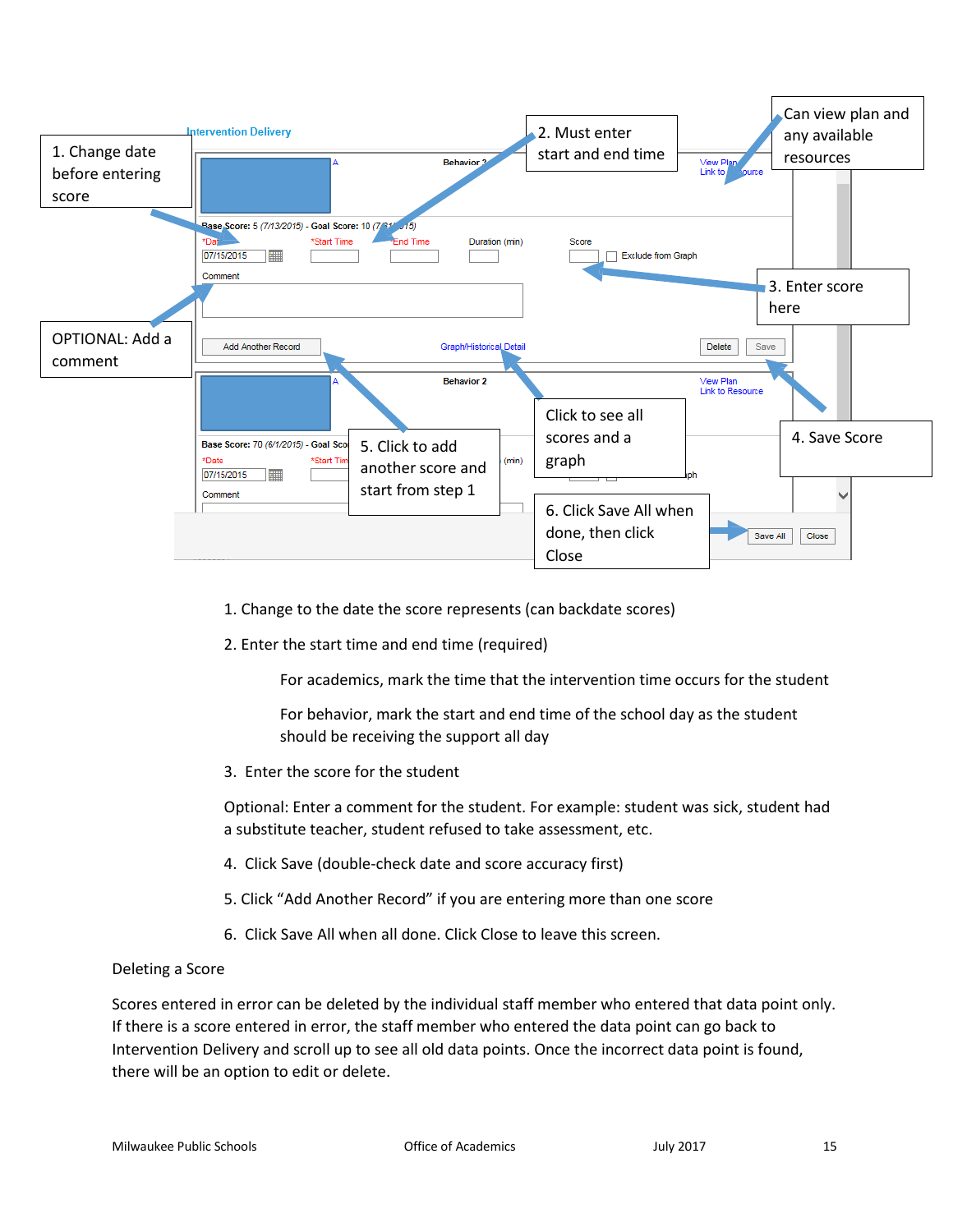Intervention Delivery

1. Change date before entering score

2. Must enter start and end time

Can view plan and any available resources

3. Enter score here

OPTIONAL: Add a comment

4. Save Score

5. Click to add another score and start from step 1

Click to see all scores and a graph

6. Click Save All when done, then click Close

1. Change to the date the score represents (can backdate scores)

2. Enter the start time and end time (required)

    For academics, mark the time that the intervention time occurs for the student

    For behavior, mark the start and end time of the school day as the student should be receiving the support all day

3. Enter the score for the student

Optional: Enter a comment for the student. For example: student was sick, student had a substitute teacher, student refused to take assessment, etc.

4. Click Save (double-check date and score accuracy first)

5. Click "Add Another Record" if you are entering more than one score

6. Click Save All when all done. Click Close to leave this screen.

Deleting a Score

Scores entered in error can be deleted by the individual staff member who entered that data point only. If there is a score entered in error, the staff member who entered the data point can go back to Intervention Delivery and scroll up to see all old data points. Once the incorrect data point is found, there will be an option to edit or delete.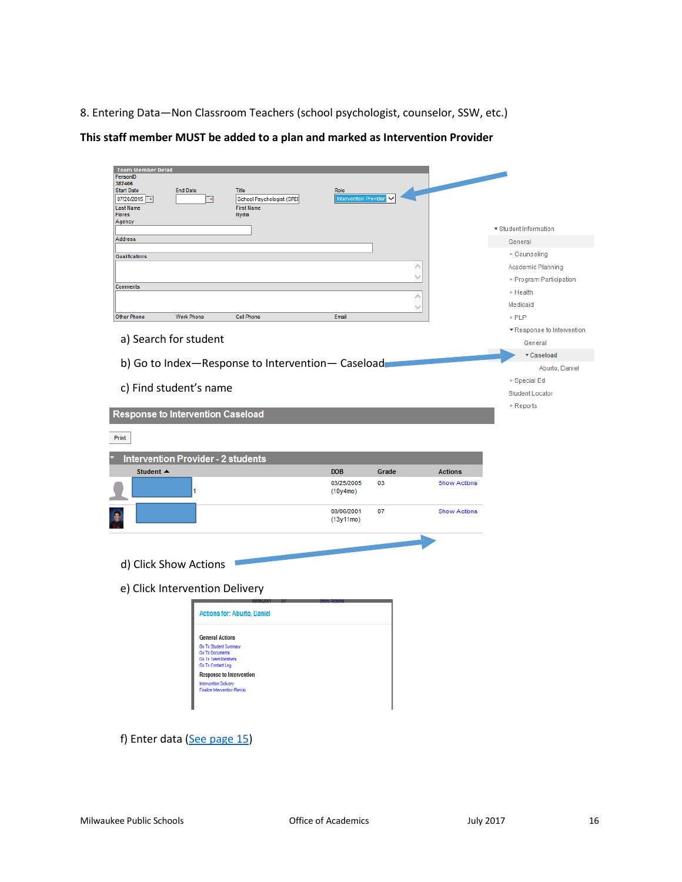8. Entering Data—Non Classroom Teachers (school psychologist, counselor, SSW, etc.)

**This staff member MUST be added to a plan and marked as Intervention Provider**

a) Search for student

b) Go to Index—Response to Intervention— Caseload

c) Find student's name

d) Click Show Actions

e) Click Intervention Delivery

f) Enter data (See page 15)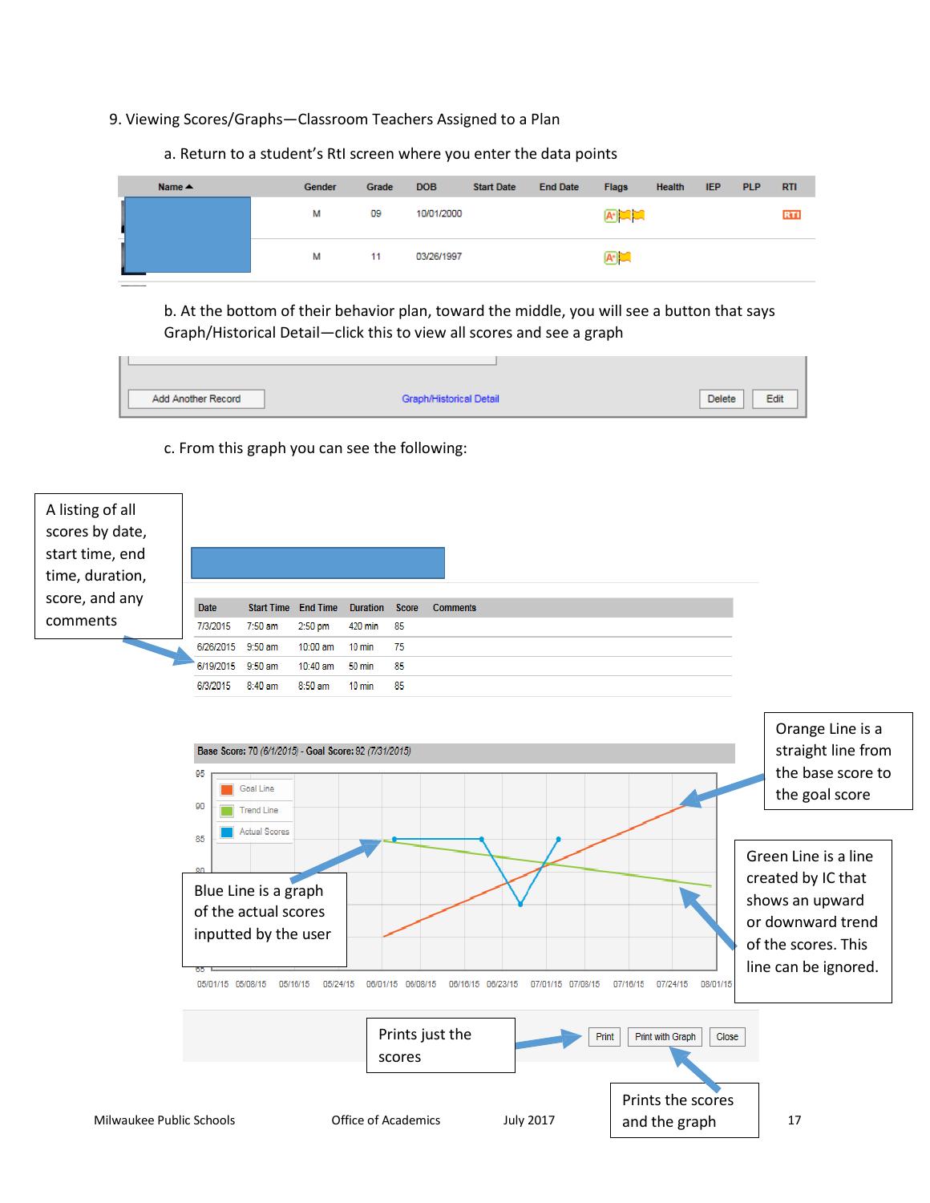9. Viewing Scores/Graphs—Classroom Teachers Assigned to a Plan

a. Return to a student's RtI screen where you enter the data points

| Name ▲ | Gender | Grade | DOB | Start Date | End Date | Flags | Health | IEP | PLP | RTI |
|---|---|---|---|---|---|---|---|---|---|---|
| | M | 09 | 10/01/2000 | | | | | | | RTI |
| | M | 11 | 03/26/1997 | | | | | | | |

b. At the bottom of their behavior plan, toward the middle, you will see a button that says Graph/Historical Detail—click this to view all scores and see a graph

Add Another Record | Graph/Historical Detail | Delete | Edit

c. From this graph you can see the following:

A listing of all scores by date, start time, end time, duration, score, and any comments

| Date | Start Time | End Time | Duration | Score | Comments |
|---|---|---|---|---|---|
| 7/3/2015 | 7:50 am | 2:50 pm | 420 min | 85 | |
| 6/26/2015 | 9:50 am | 10:00 am | 10 min | 75 | |
| 6/19/2015 | 9:50 am | 10:40 am | 50 min | 85 | |
| 6/3/2015 | 8:40 am | 8:50 am | 10 min | 85 | |

Base Score: 70 (6/1/2015) - Goal Score: 92 (7/31/2015)

Goal Line / Trend Line / Actual Scores

Orange Line is a straight line from the base score to the goal score

Green Line is a line created by IC that shows an upward or downward trend of the scores. This line can be ignored.

Blue Line is a graph of the actual scores inputted by the user

Print | Print with Graph | Close

Prints just the scores

Prints the scores and the graph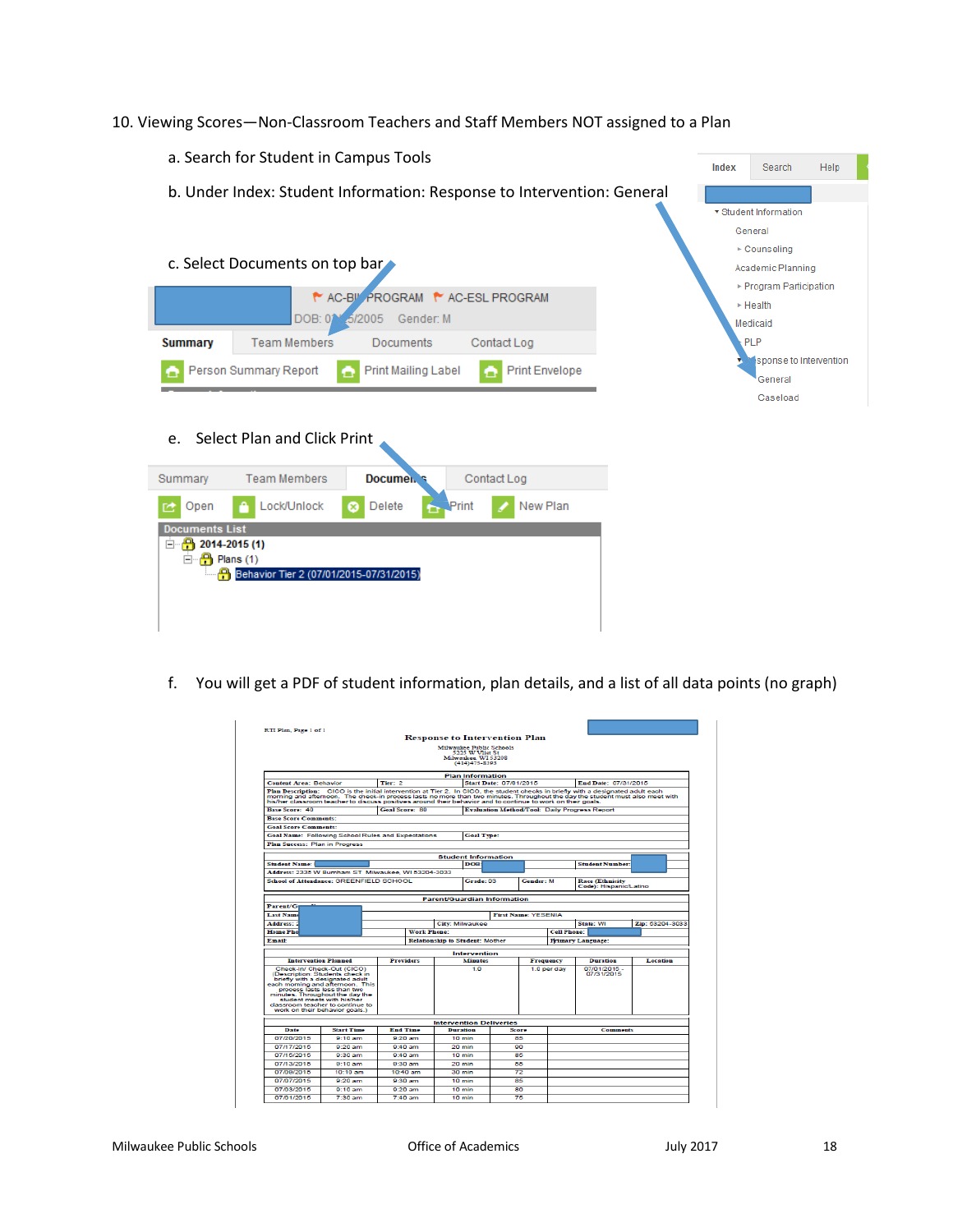10. Viewing Scores—Non-Classroom Teachers and Staff Members NOT assigned to a Plan

   a. Search for Student in Campus Tools

   b. Under Index: Student Information: Response to Intervention: General

   c. Select Documents on top bar

   e. Select Plan and Click Print

   f. You will get a PDF of student information, plan details, and a list of all data points (no graph)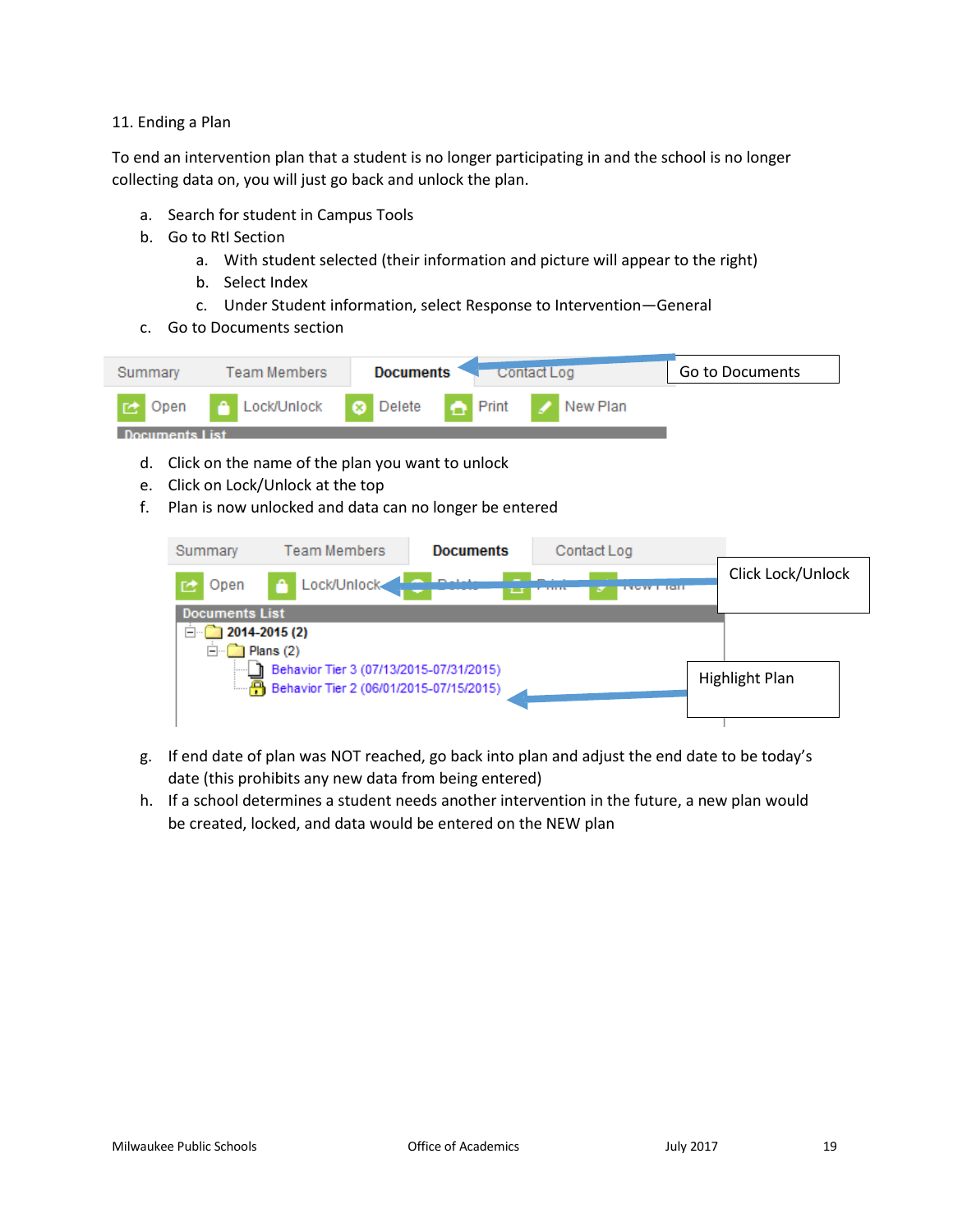11. Ending a Plan

To end an intervention plan that a student is no longer participating in and the school is no longer collecting data on, you will just go back and unlock the plan.

a. Search for student in Campus Tools
b. Go to RtI Section
   a. With student selected (their information and picture will appear to the right)
   b. Select Index
   c. Under Student information, select Response to Intervention—General
c. Go to Documents section

d. Click on the name of the plan you want to unlock
e. Click on Lock/Unlock at the top
f. Plan is now unlocked and data can no longer be entered

g. If end date of plan was NOT reached, go back into plan and adjust the end date to be today's date (this prohibits any new data from being entered)
h. If a school determines a student needs another intervention in the future, a new plan would be created, locked, and data would be entered on the NEW plan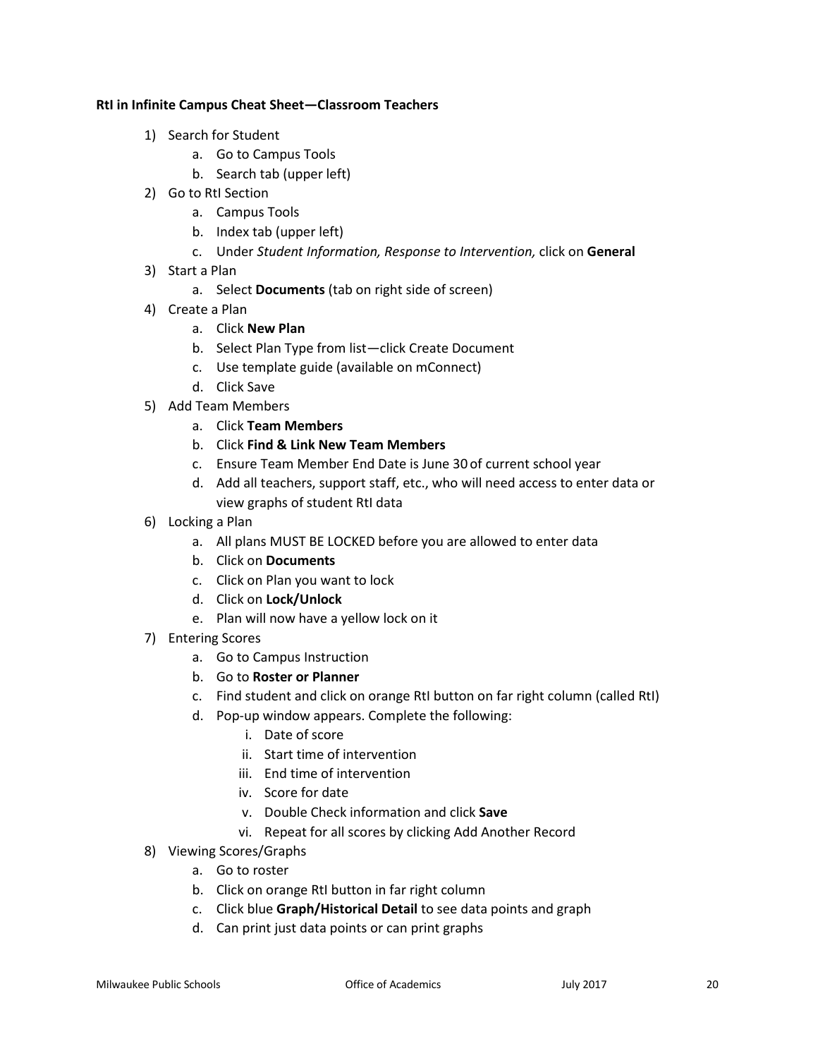**RtI in Infinite Campus Cheat Sheet—Classroom Teachers**

1) Search for Student
    a. Go to Campus Tools
    b. Search tab (upper left)
2) Go to RtI Section
    a. Campus Tools
    b. Index tab (upper left)
    c. Under *Student Information, Response to Intervention,* click on **General**
3) Start a Plan
    a. Select **Documents** (tab on right side of screen)
4) Create a Plan
    a. Click **New Plan**
    b. Select Plan Type from list—click Create Document
    c. Use template guide (available on mConnect)
    d. Click Save
5) Add Team Members
    a. Click **Team Members**
    b. Click **Find & Link New Team Members**
    c. Ensure Team Member End Date is June 30 of current school year
    d. Add all teachers, support staff, etc., who will need access to enter data or view graphs of student RtI data
6) Locking a Plan
    a. All plans MUST BE LOCKED before you are allowed to enter data
    b. Click on **Documents**
    c. Click on Plan you want to lock
    d. Click on **Lock/Unlock**
    e. Plan will now have a yellow lock on it
7) Entering Scores
    a. Go to Campus Instruction
    b. Go to **Roster or Planner**
    c. Find student and click on orange RtI button on far right column (called RtI)
    d. Pop-up window appears. Complete the following:
        i. Date of score
        ii. Start time of intervention
        iii. End time of intervention
        iv. Score for date
        v. Double Check information and click **Save**
        vi. Repeat for all scores by clicking Add Another Record
8) Viewing Scores/Graphs
    a. Go to roster
    b. Click on orange RtI button in far right column
    c. Click blue **Graph/Historical Detail** to see data points and graph
    d. Can print just data points or can print graphs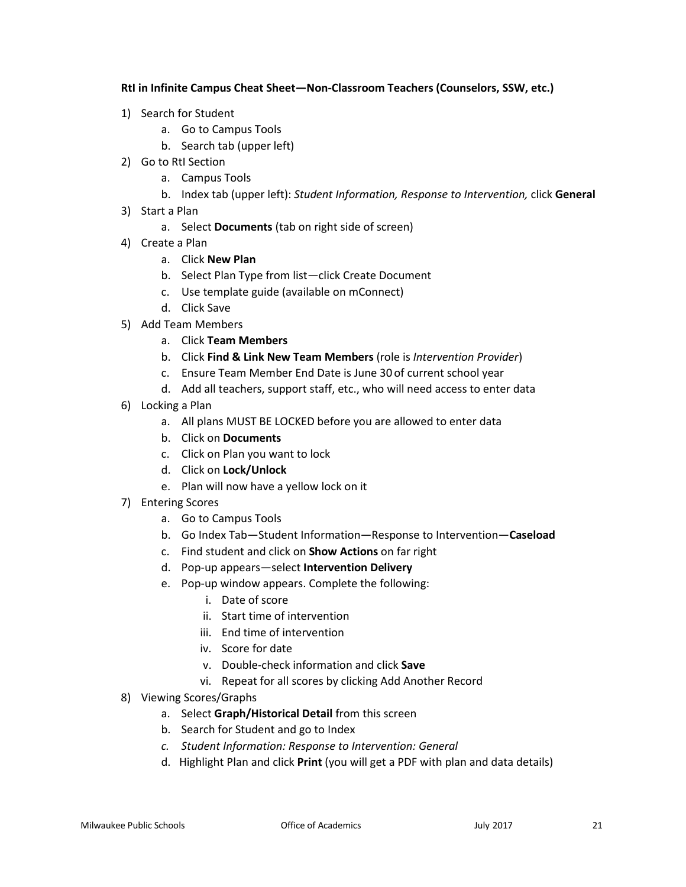**RtI in Infinite Campus Cheat Sheet—Non-Classroom Teachers (Counselors, SSW, etc.)**

1) Search for Student
   a. Go to Campus Tools
   b. Search tab (upper left)
2) Go to RtI Section
   a. Campus Tools
   b. Index tab (upper left): *Student Information, Response to Intervention,* click **General**
3) Start a Plan
   a. Select **Documents** (tab on right side of screen)
4) Create a Plan
   a. Click **New Plan**
   b. Select Plan Type from list—click Create Document
   c. Use template guide (available on mConnect)
   d. Click Save
5) Add Team Members
   a. Click **Team Members**
   b. Click **Find & Link New Team Members** (role is *Intervention Provider*)
   c. Ensure Team Member End Date is June 30 of current school year
   d. Add all teachers, support staff, etc., who will need access to enter data
6) Locking a Plan
   a. All plans MUST BE LOCKED before you are allowed to enter data
   b. Click on **Documents**
   c. Click on Plan you want to lock
   d. Click on **Lock/Unlock**
   e. Plan will now have a yellow lock on it
7) Entering Scores
   a. Go to Campus Tools
   b. Go Index Tab—Student Information—Response to Intervention—**Caseload**
   c. Find student and click on **Show Actions** on far right
   d. Pop-up appears—select **Intervention Delivery**
   e. Pop-up window appears. Complete the following:
      i. Date of score
      ii. Start time of intervention
      iii. End time of intervention
      iv. Score for date
      v. Double-check information and click **Save**
      vi. Repeat for all scores by clicking Add Another Record
8) Viewing Scores/Graphs
   a. Select **Graph/Historical Detail** from this screen
   b. Search for Student and go to Index
   c. *Student Information: Response to Intervention: General*
   d. Highlight Plan and click **Print** (you will get a PDF with plan and data details)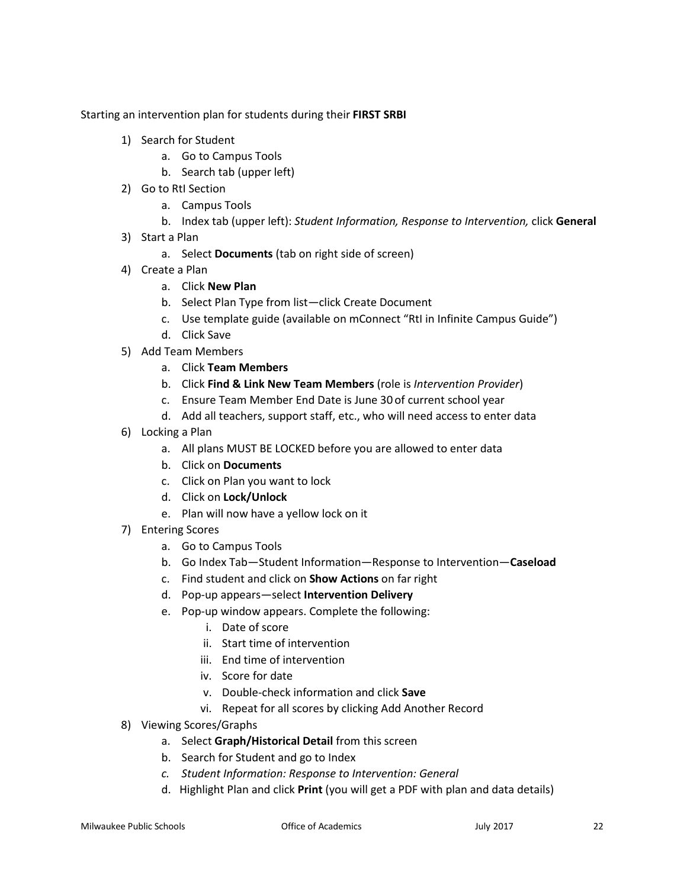Starting an intervention plan for students during their **FIRST SRBI**

1) Search for Student
    a. Go to Campus Tools
    b. Search tab (upper left)
2) Go to RtI Section
    a. Campus Tools
    b. Index tab (upper left): *Student Information, Response to Intervention,* click **General**
3) Start a Plan
    a. Select **Documents** (tab on right side of screen)
4) Create a Plan
    a. Click **New Plan**
    b. Select Plan Type from list—click Create Document
    c. Use template guide (available on mConnect "RtI in Infinite Campus Guide")
    d. Click Save
5) Add Team Members
    a. Click **Team Members**
    b. Click **Find & Link New Team Members** (role is *Intervention Provider*)
    c. Ensure Team Member End Date is June 30 of current school year
    d. Add all teachers, support staff, etc., who will need access to enter data
6) Locking a Plan
    a. All plans MUST BE LOCKED before you are allowed to enter data
    b. Click on **Documents**
    c. Click on Plan you want to lock
    d. Click on **Lock/Unlock**
    e. Plan will now have a yellow lock on it
7) Entering Scores
    a. Go to Campus Tools
    b. Go Index Tab—Student Information—Response to Intervention—**Caseload**
    c. Find student and click on **Show Actions** on far right
    d. Pop-up appears—select **Intervention Delivery**
    e. Pop-up window appears. Complete the following:
        i. Date of score
        ii. Start time of intervention
        iii. End time of intervention
        iv. Score for date
        v. Double-check information and click **Save**
        vi. Repeat for all scores by clicking Add Another Record
8) Viewing Scores/Graphs
    a. Select **Graph/Historical Detail** from this screen
    b. Search for Student and go to Index
    c. *Student Information: Response to Intervention: General*
    d. Highlight Plan and click **Print** (you will get a PDF with plan and data details)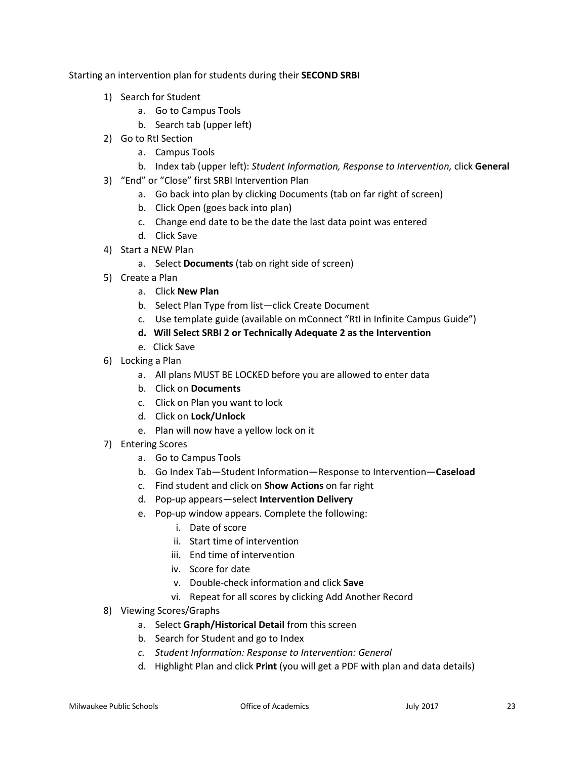Starting an intervention plan for students during their **SECOND SRBI**

1) Search for Student
    a. Go to Campus Tools
    b. Search tab (upper left)
2) Go to RtI Section
    a. Campus Tools
    b. Index tab (upper left): *Student Information, Response to Intervention,* click **General**
3) "End" or "Close" first SRBI Intervention Plan
    a. Go back into plan by clicking Documents (tab on far right of screen)
    b. Click Open (goes back into plan)
    c. Change end date to be the date the last data point was entered
    d. Click Save
4) Start a NEW Plan
    a. Select **Documents** (tab on right side of screen)
5) Create a Plan
    a. Click **New Plan**
    b. Select Plan Type from list—click Create Document
    c. Use template guide (available on mConnect "RtI in Infinite Campus Guide")
    **d. Will Select SRBI 2 or Technically Adequate 2 as the Intervention**
    e. Click Save
6) Locking a Plan
    a. All plans MUST BE LOCKED before you are allowed to enter data
    b. Click on **Documents**
    c. Click on Plan you want to lock
    d. Click on **Lock/Unlock**
    e. Plan will now have a yellow lock on it
7) Entering Scores
    a. Go to Campus Tools
    b. Go Index Tab—Student Information—Response to Intervention—**Caseload**
    c. Find student and click on **Show Actions** on far right
    d. Pop-up appears—select **Intervention Delivery**
    e. Pop-up window appears. Complete the following:
        i. Date of score
        ii. Start time of intervention
        iii. End time of intervention
        iv. Score for date
        v. Double-check information and click **Save**
        vi. Repeat for all scores by clicking Add Another Record
8) Viewing Scores/Graphs
    a. Select **Graph/Historical Detail** from this screen
    b. Search for Student and go to Index
    c. *Student Information: Response to Intervention: General*
    d. Highlight Plan and click **Print** (you will get a PDF with plan and data details)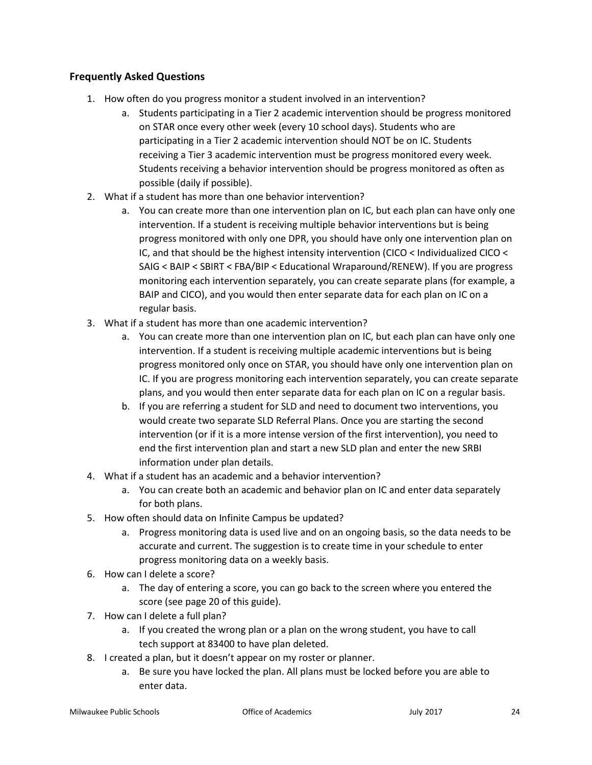### Frequently Asked Questions

1. How often do you progress monitor a student involved in an intervention?
   a. Students participating in a Tier 2 academic intervention should be progress monitored on STAR once every other week (every 10 school days). Students who are participating in a Tier 2 academic intervention should NOT be on IC. Students receiving a Tier 3 academic intervention must be progress monitored every week. Students receiving a behavior intervention should be progress monitored as often as possible (daily if possible).
2. What if a student has more than one behavior intervention?
   a. You can create more than one intervention plan on IC, but each plan can have only one intervention. If a student is receiving multiple behavior interventions but is being progress monitored with only one DPR, you should have only one intervention plan on IC, and that should be the highest intensity intervention (CICO < Individualized CICO < SAIG < BAIP < SBIRT < FBA/BIP < Educational Wraparound/RENEW). If you are progress monitoring each intervention separately, you can create separate plans (for example, a BAIP and CICO), and you would then enter separate data for each plan on IC on a regular basis.
3. What if a student has more than one academic intervention?
   a. You can create more than one intervention plan on IC, but each plan can have only one intervention. If a student is receiving multiple academic interventions but is being progress monitored only once on STAR, you should have only one intervention plan on IC. If you are progress monitoring each intervention separately, you can create separate plans, and you would then enter separate data for each plan on IC on a regular basis.
   b. If you are referring a student for SLD and need to document two interventions, you would create two separate SLD Referral Plans. Once you are starting the second intervention (or if it is a more intense version of the first intervention), you need to end the first intervention plan and start a new SLD plan and enter the new SRBI information under plan details.
4. What if a student has an academic and a behavior intervention?
   a. You can create both an academic and behavior plan on IC and enter data separately for both plans.
5. How often should data on Infinite Campus be updated?
   a. Progress monitoring data is used live and on an ongoing basis, so the data needs to be accurate and current. The suggestion is to create time in your schedule to enter progress monitoring data on a weekly basis.
6. How can I delete a score?
   a. The day of entering a score, you can go back to the screen where you entered the score (see page 20 of this guide).
7. How can I delete a full plan?
   a. If you created the wrong plan or a plan on the wrong student, you have to call tech support at 83400 to have plan deleted.
8. I created a plan, but it doesn't appear on my roster or planner.
   a. Be sure you have locked the plan. All plans must be locked before you are able to enter data.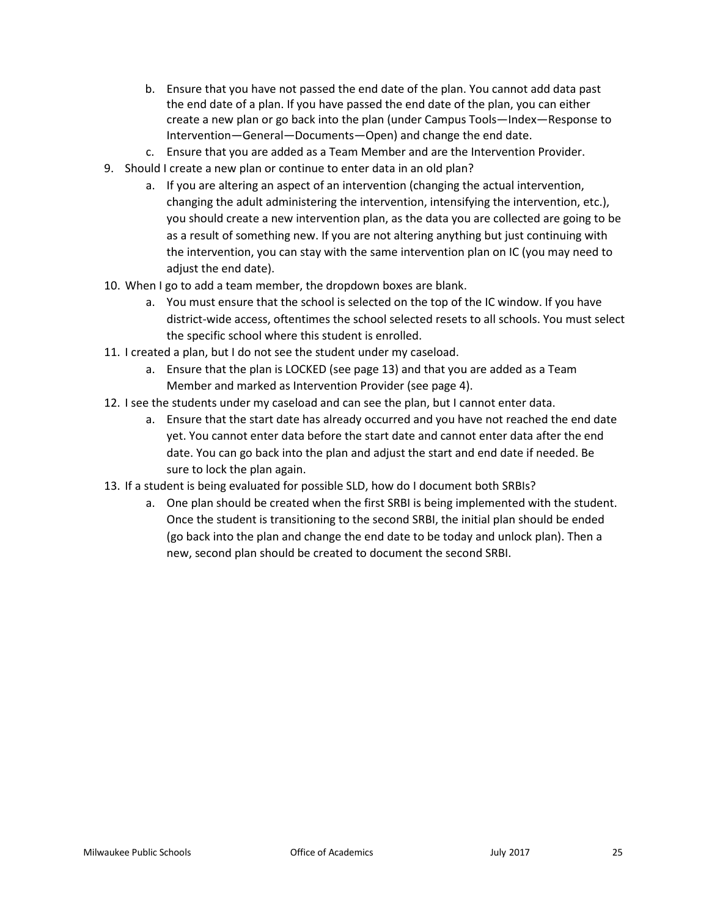b. Ensure that you have not passed the end date of the plan. You cannot add data past the end date of a plan. If you have passed the end date of the plan, you can either create a new plan or go back into the plan (under Campus Tools—Index—Response to Intervention—General—Documents—Open) and change the end date.
   c. Ensure that you are added as a Team Member and are the Intervention Provider.

9. Should I create a new plan or continue to enter data in an old plan?
   a. If you are altering an aspect of an intervention (changing the actual intervention, changing the adult administering the intervention, intensifying the intervention, etc.), you should create a new intervention plan, as the data you are collected are going to be as a result of something new. If you are not altering anything but just continuing with the intervention, you can stay with the same intervention plan on IC (you may need to adjust the end date).

10. When I go to add a team member, the dropdown boxes are blank.
    a. You must ensure that the school is selected on the top of the IC window. If you have district-wide access, oftentimes the school selected resets to all schools. You must select the specific school where this student is enrolled.

11. I created a plan, but I do not see the student under my caseload.
    a. Ensure that the plan is LOCKED (see page 13) and that you are added as a Team Member and marked as Intervention Provider (see page 4).

12. I see the students under my caseload and can see the plan, but I cannot enter data.
    a. Ensure that the start date has already occurred and you have not reached the end date yet. You cannot enter data before the start date and cannot enter data after the end date. You can go back into the plan and adjust the start and end date if needed. Be sure to lock the plan again.

13. If a student is being evaluated for possible SLD, how do I document both SRBIs?
    a. One plan should be created when the first SRBI is being implemented with the student. Once the student is transitioning to the second SRBI, the initial plan should be ended (go back into the plan and change the end date to be today and unlock plan). Then a new, second plan should be created to document the second SRBI.